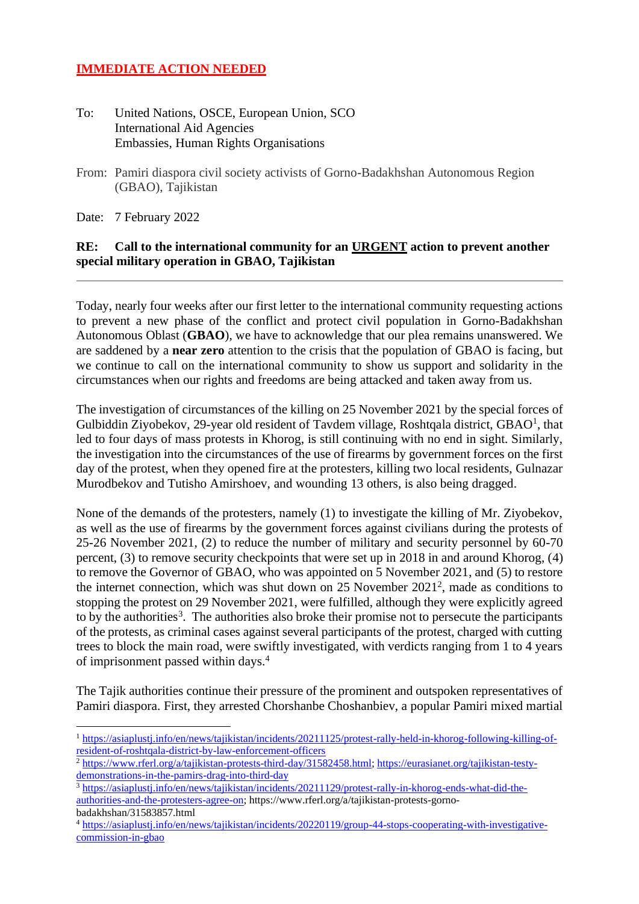**IMMEDIATE ACTION NEEDED**

To: United Nations, OSCE, European Union, SCO
International Aid Agencies
Embassies, Human Rights Organisations

From: Pamiri diaspora civil society activists of Gorno-Badakhshan Autonomous Region (GBAO), Tajikistan

Date: 7 February 2022

**RE: Call to the international community for an URGENT action to prevent another special military operation in GBAO, Tajikistan**

---

Today, nearly four weeks after our first letter to the international community requesting actions to prevent a new phase of the conflict and protect civil population in Gorno-Badakhshan Autonomous Oblast (**GBAO**), we have to acknowledge that our plea remains unanswered. We are saddened by a **near zero** attention to the crisis that the population of GBAO is facing, but we continue to call on the international community to show us support and solidarity in the circumstances when our rights and freedoms are being attacked and taken away from us.

The investigation of circumstances of the killing on 25 November 2021 by the special forces of Gulbiddin Ziyobekov, 29-year old resident of Tavdem village, Roshtqala district, GBAO[1], that led to four days of mass protests in Khorog, is still continuing with no end in sight. Similarly, the investigation into the circumstances of the use of firearms by government forces on the first day of the protest, when they opened fire at the protesters, killing two local residents, Gulnazar Murodbekov and Tutisho Amirshoev, and wounding 13 others, is also being dragged.

None of the demands of the protesters, namely (1) to investigate the killing of Mr. Ziyobekov, as well as the use of firearms by the government forces against civilians during the protests of 25-26 November 2021, (2) to reduce the number of military and security personnel by 60-70 percent, (3) to remove security checkpoints that were set up in 2018 in and around Khorog, (4) to remove the Governor of GBAO, who was appointed on 5 November 2021, and (5) to restore the internet connection, which was shut down on 25 November 2021[2], made as conditions to stopping the protest on 29 November 2021, were fulfilled, although they were explicitly agreed to by the authorities[3]. The authorities also broke their promise not to persecute the participants of the protests, as criminal cases against several participants of the protest, charged with cutting trees to block the main road, were swiftly investigated, with verdicts ranging from 1 to 4 years of imprisonment passed within days.[4]

The Tajik authorities continue their pressure of the prominent and outspoken representatives of Pamiri diaspora. First, they arrested Chorshanbe Choshanbiev, a popular Pamiri mixed martial

---

[1] https://asiaplustj.info/en/news/tajikistan/incidents/20211125/protest-rally-held-in-khorog-following-killing-of-resident-of-roshtqala-district-by-law-enforcement-officers

[2] https://www.rferl.org/a/tajikistan-protests-third-day/31582458.html; https://eurasianet.org/tajikistan-testy-demonstrations-in-the-pamirs-drag-into-third-day

[3] https://asiaplustj.info/en/news/tajikistan/incidents/20211129/protest-rally-in-khorog-ends-what-did-the-authorities-and-the-protesters-agree-on; https://www.rferl.org/a/tajikistan-protests-gorno-badakhshan/31583857.html

[4] https://asiaplustj.info/en/news/tajikistan/incidents/20220119/group-44-stops-cooperating-with-investigative-commission-in-gbao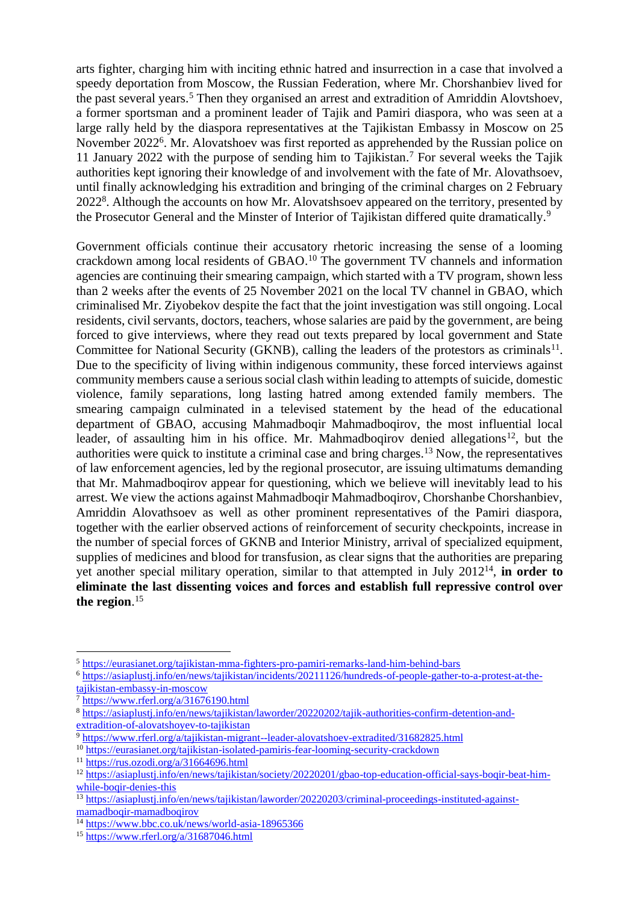arts fighter, charging him with inciting ethnic hatred and insurrection in a case that involved a speedy deportation from Moscow, the Russian Federation, where Mr. Chorshanbiev lived for the past several years.[5] Then they organised an arrest and extradition of Amriddin Alovtshoev, a former sportsman and a prominent leader of Tajik and Pamiri diaspora, who was seen at a large rally held by the diaspora representatives at the Tajikistan Embassy in Moscow on 25 November 2022[6]. Mr. Alovatshoev was first reported as apprehended by the Russian police on 11 January 2022 with the purpose of sending him to Tajikistan.[7] For several weeks the Tajik authorities kept ignoring their knowledge of and involvement with the fate of Mr. Alovathsoev, until finally acknowledging his extradition and bringing of the criminal charges on 2 February 2022[8]. Although the accounts on how Mr. Alovatshsoev appeared on the territory, presented by the Prosecutor General and the Minster of Interior of Tajikistan differed quite dramatically.[9]

Government officials continue their accusatory rhetoric increasing the sense of a looming crackdown among local residents of GBAO.[10] The government TV channels and information agencies are continuing their smearing campaign, which started with a TV program, shown less than 2 weeks after the events of 25 November 2021 on the local TV channel in GBAO, which criminalised Mr. Ziyobekov despite the fact that the joint investigation was still ongoing. Local residents, civil servants, doctors, teachers, whose salaries are paid by the government, are being forced to give interviews, where they read out texts prepared by local government and State Committee for National Security (GKNB), calling the leaders of the protestors as criminals[11]. Due to the specificity of living within indigenous community, these forced interviews against community members cause a serious social clash within leading to attempts of suicide, domestic violence, family separations, long lasting hatred among extended family members. The smearing campaign culminated in a televised statement by the head of the educational department of GBAO, accusing Mahmadboqir Mahmadboqirov, the most influential local leader, of assaulting him in his office. Mr. Mahmadboqirov denied allegations[12], but the authorities were quick to institute a criminal case and bring charges.[13] Now, the representatives of law enforcement agencies, led by the regional prosecutor, are issuing ultimatums demanding that Mr. Mahmadboqirov appear for questioning, which we believe will inevitably lead to his arrest. We view the actions against Mahmadboqir Mahmadboqirov, Chorshanbe Chorshanbiev, Amriddin Alovathsoev as well as other prominent representatives of the Pamiri diaspora, together with the earlier observed actions of reinforcement of security checkpoints, increase in the number of special forces of GKNB and Interior Ministry, arrival of specialized equipment, supplies of medicines and blood for transfusion, as clear signs that the authorities are preparing yet another special military operation, similar to that attempted in July 2012[14], **in order to eliminate the last dissenting voices and forces and establish full repressive control over the region**.[15]

---

[5] https://eurasianet.org/tajikistan-mma-fighters-pro-pamiri-remarks-land-him-behind-bars

[6] https://asiaplustj.info/en/news/tajikistan/incidents/20211126/hundreds-of-people-gather-to-a-protest-at-the-tajikistan-embassy-in-moscow

[7] https://www.rferl.org/a/31676190.html

[8] https://asiaplustj.info/en/news/tajikistan/laworder/20220202/tajik-authorities-confirm-detention-and-extradition-of-alovatshoyev-to-tajikistan

[9] https://www.rferl.org/a/tajikistan-migrant--leader-alovatshoev-extradited/31682825.html

[10] https://eurasianet.org/tajikistan-isolated-pamiris-fear-looming-security-crackdown

[11] https://rus.ozodi.org/a/31664696.html

[12] https://asiaplustj.info/en/news/tajikistan/society/20220201/gbao-top-education-official-says-boqir-beat-him-while-boqir-denies-this

[13] https://asiaplustj.info/en/news/tajikistan/laworder/20220203/criminal-proceedings-instituted-against-mamadboqir-mamadboqirov

[14] https://www.bbc.co.uk/news/world-asia-18965366

[15] https://www.rferl.org/a/31687046.html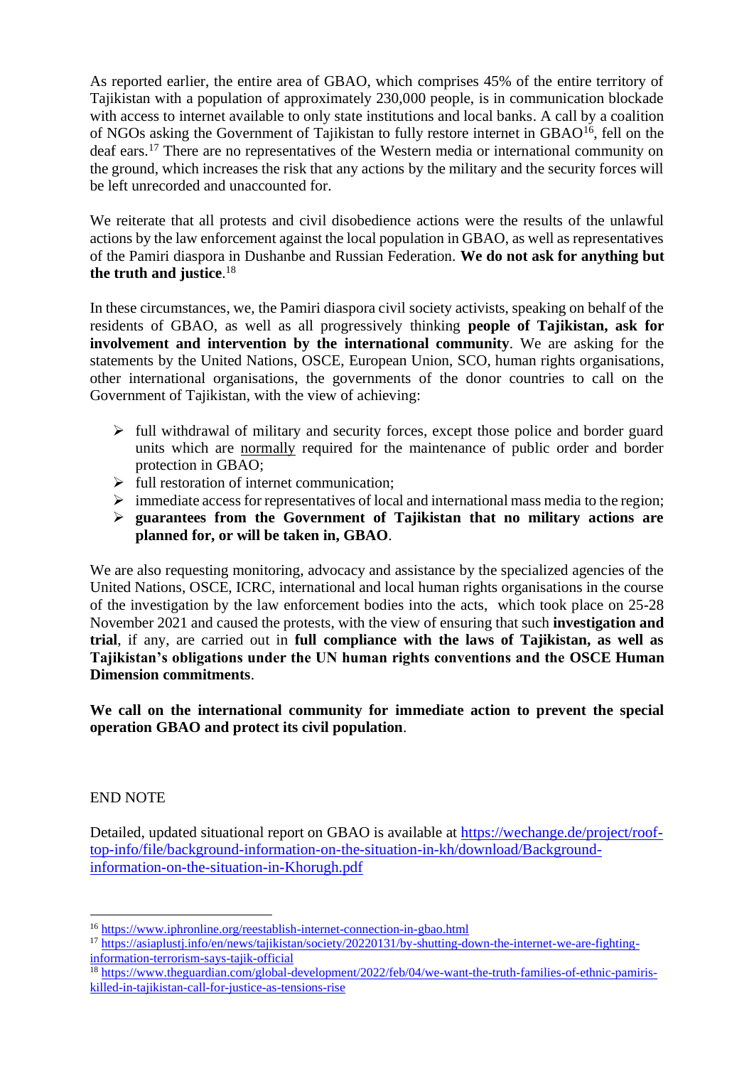As reported earlier, the entire area of GBAO, which comprises 45% of the entire territory of Tajikistan with a population of approximately 230,000 people, is in communication blockade with access to internet available to only state institutions and local banks. A call by a coalition of NGOs asking the Government of Tajikistan to fully restore internet in GBAO[16], fell on the deaf ears.[17] There are no representatives of the Western media or international community on the ground, which increases the risk that any actions by the military and the security forces will be left unrecorded and unaccounted for.

We reiterate that all protests and civil disobedience actions were the results of the unlawful actions by the law enforcement against the local population in GBAO, as well as representatives of the Pamiri diaspora in Dushanbe and Russian Federation. **We do not ask for anything but the truth and justice**.[18]

In these circumstances, we, the Pamiri diaspora civil society activists, speaking on behalf of the residents of GBAO, as well as all progressively thinking **people of Tajikistan, ask for involvement and intervention by the international community**. We are asking for the statements by the United Nations, OSCE, European Union, SCO, human rights organisations, other international organisations, the governments of the donor countries to call on the Government of Tajikistan, with the view of achieving:

- full withdrawal of military and security forces, except those police and border guard units which are <u>normally</u> required for the maintenance of public order and border protection in GBAO;
- full restoration of internet communication;
- immediate access for representatives of local and international mass media to the region;
- **guarantees from the Government of Tajikistan that no military actions are planned for, or will be taken in, GBAO**.

We are also requesting monitoring, advocacy and assistance by the specialized agencies of the United Nations, OSCE, ICRC, international and local human rights organisations in the course of the investigation by the law enforcement bodies into the acts, which took place on 25-28 November 2021 and caused the protests, with the view of ensuring that such **investigation and trial**, if any, are carried out in **full compliance with the laws of Tajikistan, as well as Tajikistan's obligations under the UN human rights conventions and the OSCE Human Dimension commitments**.

**We call on the international community for immediate action to prevent the special operation GBAO and protect its civil population**.

END NOTE

Detailed, updated situational report on GBAO is available at https://wechange.de/project/roof-top-info/file/background-information-on-the-situation-in-kh/download/Background-information-on-the-situation-in-Khorugh.pdf

---

[16] https://www.iphronline.org/reestablish-internet-connection-in-gbao.html

[17] https://asiaplustj.info/en/news/tajikistan/society/20220131/by-shutting-down-the-internet-we-are-fighting-information-terrorism-says-tajik-official

[18] https://www.theguardian.com/global-development/2022/feb/04/we-want-the-truth-families-of-ethnic-pamiris-killed-in-tajikistan-call-for-justice-as-tensions-rise